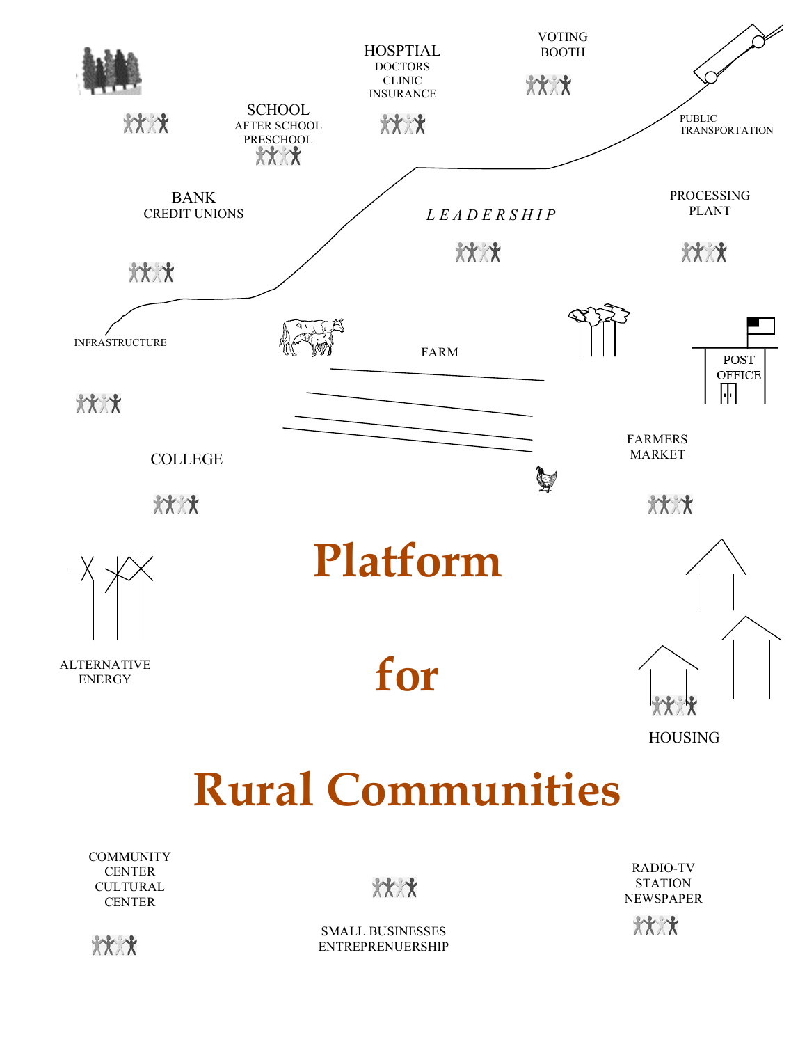# Platform

# for

# Rural Communities

HOSPTIAL
DOCTORS
CLINIC
INSURANCE

VOTING
BOOTH

SCHOOL
AFTER SCHOOL
PRESCHOOL

PUBLIC
TRANSPORTATION

BANK
CREDIT UNIONS

*LEADERSHIP*

PROCESSING
PLANT

INFRASTRUCTURE

FARM

POST
OFFICE

FARMERS
MARKET

COLLEGE

ALTERNATIVE
ENERGY

HOUSING

COMMUNITY
CENTER
CULTURAL
CENTER

SMALL BUSINESSES
ENTREPRENEURSHIP

RADIO-TV
STATION
NEWSPAPER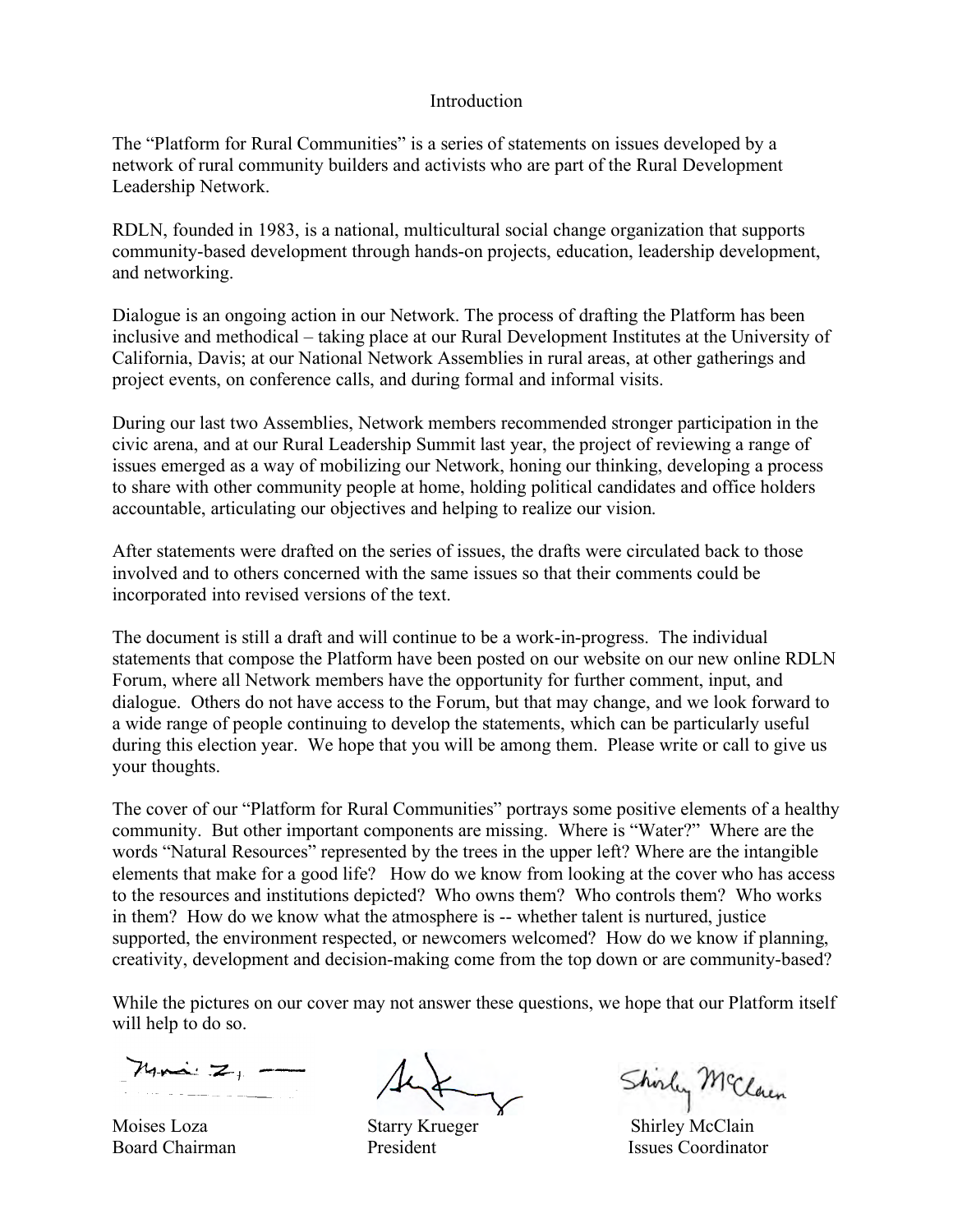# Introduction

The "Platform for Rural Communities" is a series of statements on issues developed by a network of rural community builders and activists who are part of the Rural Development Leadership Network.

RDLN, founded in 1983, is a national, multicultural social change organization that supports community-based development through hands-on projects, education, leadership development, and networking.

Dialogue is an ongoing action in our Network. The process of drafting the Platform has been inclusive and methodical – taking place at our Rural Development Institutes at the University of California, Davis; at our National Network Assemblies in rural areas, at other gatherings and project events, on conference calls, and during formal and informal visits.

During our last two Assemblies, Network members recommended stronger participation in the civic arena, and at our Rural Leadership Summit last year, the project of reviewing a range of issues emerged as a way of mobilizing our Network, honing our thinking, developing a process to share with other community people at home, holding political candidates and office holders accountable, articulating our objectives and helping to realize our vision.

After statements were drafted on the series of issues, the drafts were circulated back to those involved and to others concerned with the same issues so that their comments could be incorporated into revised versions of the text.

The document is still a draft and will continue to be a work-in-progress. The individual statements that compose the Platform have been posted on our website on our new online RDLN Forum, where all Network members have the opportunity for further comment, input, and dialogue. Others do not have access to the Forum, but that may change, and we look forward to a wide range of people continuing to develop the statements, which can be particularly useful during this election year. We hope that you will be among them. Please write or call to give us your thoughts.

The cover of our "Platform for Rural Communities" portrays some positive elements of a healthy community. But other important components are missing. Where is "Water?" Where are the words "Natural Resources" represented by the trees in the upper left? Where are the intangible elements that make for a good life? How do we know from looking at the cover who has access to the resources and institutions depicted? Who owns them? Who controls them? Who works in them? How do we know what the atmosphere is -- whether talent is nurtured, justice supported, the environment respected, or newcomers welcomed? How do we know if planning, creativity, development and decision-making come from the top down or are community-based?

While the pictures on our cover may not answer these questions, we hope that our Platform itself will help to do so.

| Moises Loza | Starry Krueger | Shirley McClain |
| --- | --- | --- |
| Board Chairman | President | Issues Coordinator |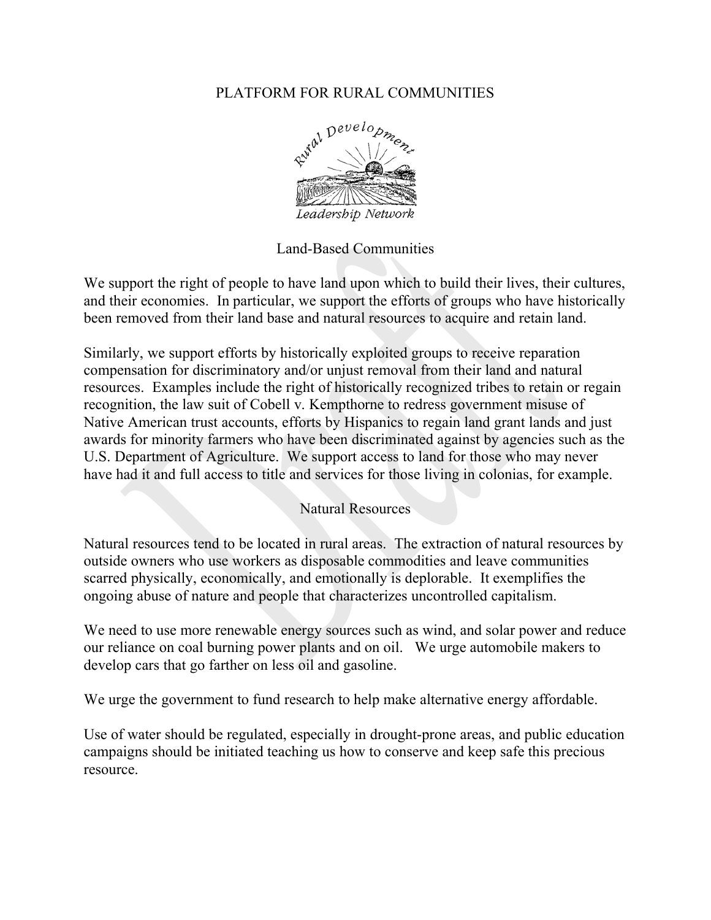# PLATFORM FOR RURAL COMMUNITIES

## Land-Based Communities

We support the right of people to have land upon which to build their lives, their cultures, and their economies. In particular, we support the efforts of groups who have historically been removed from their land base and natural resources to acquire and retain land.

Similarly, we support efforts by historically exploited groups to receive reparation compensation for discriminatory and/or unjust removal from their land and natural resources. Examples include the right of historically recognized tribes to retain or regain recognition, the law suit of Cobell v. Kempthorne to redress government misuse of Native American trust accounts, efforts by Hispanics to regain land grant lands and just awards for minority farmers who have been discriminated against by agencies such as the U.S. Department of Agriculture. We support access to land for those who may never have had it and full access to title and services for those living in colonias, for example.

## Natural Resources

Natural resources tend to be located in rural areas. The extraction of natural resources by outside owners who use workers as disposable commodities and leave communities scarred physically, economically, and emotionally is deplorable. It exemplifies the ongoing abuse of nature and people that characterizes uncontrolled capitalism.

We need to use more renewable energy sources such as wind, and solar power and reduce our reliance on coal burning power plants and on oil. We urge automobile makers to develop cars that go farther on less oil and gasoline.

We urge the government to fund research to help make alternative energy affordable.

Use of water should be regulated, especially in drought-prone areas, and public education campaigns should be initiated teaching us how to conserve and keep safe this precious resource.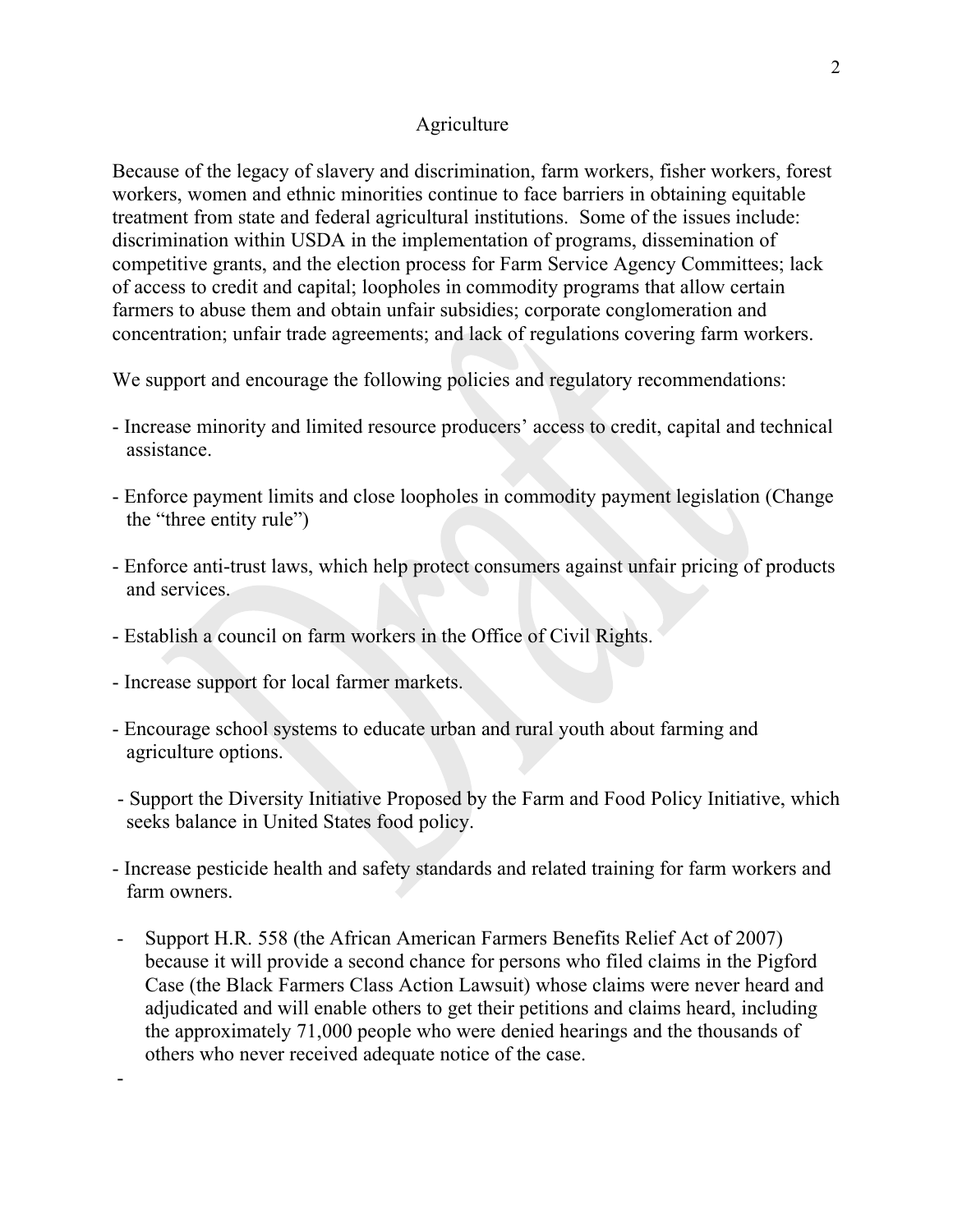## Agriculture

Because of the legacy of slavery and discrimination, farm workers, fisher workers, forest workers, women and ethnic minorities continue to face barriers in obtaining equitable treatment from state and federal agricultural institutions. Some of the issues include: discrimination within USDA in the implementation of programs, dissemination of competitive grants, and the election process for Farm Service Agency Committees; lack of access to credit and capital; loopholes in commodity programs that allow certain farmers to abuse them and obtain unfair subsidies; corporate conglomeration and concentration; unfair trade agreements; and lack of regulations covering farm workers.

We support and encourage the following policies and regulatory recommendations:

- Increase minority and limited resource producers' access to credit, capital and technical assistance.

- Enforce payment limits and close loopholes in commodity payment legislation (Change the "three entity rule")

- Enforce anti-trust laws, which help protect consumers against unfair pricing of products and services.

- Establish a council on farm workers in the Office of Civil Rights.

- Increase support for local farmer markets.

- Encourage school systems to educate urban and rural youth about farming and agriculture options.

- Support the Diversity Initiative Proposed by the Farm and Food Policy Initiative, which seeks balance in United States food policy.

- Increase pesticide health and safety standards and related training for farm workers and farm owners.

- Support H.R. 558 (the African American Farmers Benefits Relief Act of 2007) because it will provide a second chance for persons who filed claims in the Pigford Case (the Black Farmers Class Action Lawsuit) whose claims were never heard and adjudicated and will enable others to get their petitions and claims heard, including the approximately 71,000 people who were denied hearings and the thousands of others who never received adequate notice of the case.

-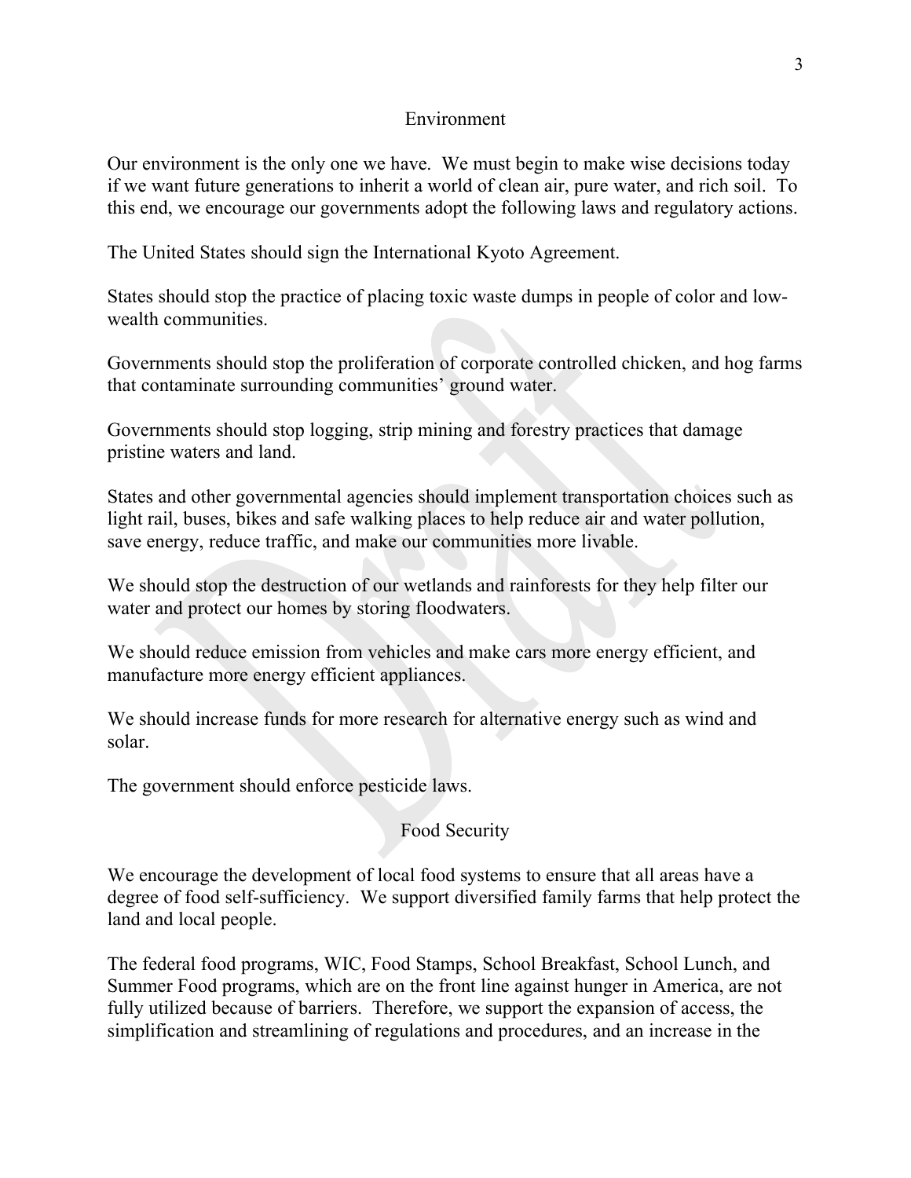## Environment

Our environment is the only one we have. We must begin to make wise decisions today if we want future generations to inherit a world of clean air, pure water, and rich soil. To this end, we encourage our governments adopt the following laws and regulatory actions.

The United States should sign the International Kyoto Agreement.

States should stop the practice of placing toxic waste dumps in people of color and low-wealth communities.

Governments should stop the proliferation of corporate controlled chicken, and hog farms that contaminate surrounding communities' ground water.

Governments should stop logging, strip mining and forestry practices that damage pristine waters and land.

States and other governmental agencies should implement transportation choices such as light rail, buses, bikes and safe walking places to help reduce air and water pollution, save energy, reduce traffic, and make our communities more livable.

We should stop the destruction of our wetlands and rainforests for they help filter our water and protect our homes by storing floodwaters.

We should reduce emission from vehicles and make cars more energy efficient, and manufacture more energy efficient appliances.

We should increase funds for more research for alternative energy such as wind and solar.

The government should enforce pesticide laws.

## Food Security

We encourage the development of local food systems to ensure that all areas have a degree of food self-sufficiency. We support diversified family farms that help protect the land and local people.

The federal food programs, WIC, Food Stamps, School Breakfast, School Lunch, and Summer Food programs, which are on the front line against hunger in America, are not fully utilized because of barriers. Therefore, we support the expansion of access, the simplification and streamlining of regulations and procedures, and an increase in the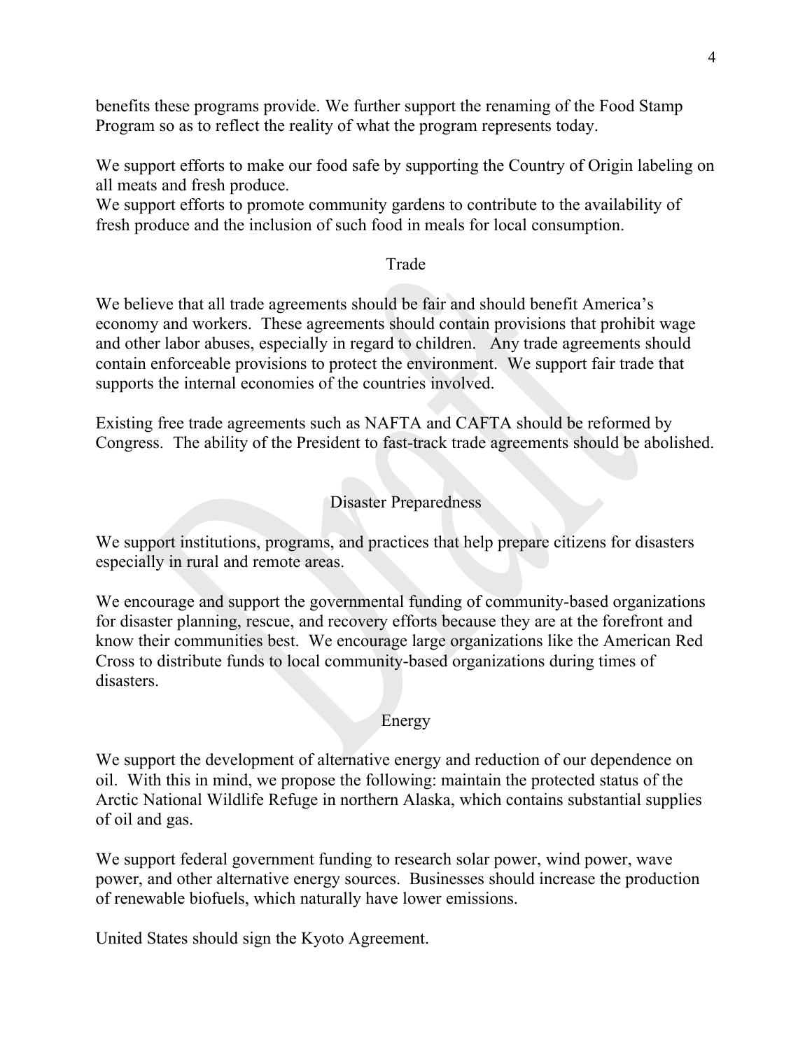benefits these programs provide. We further support the renaming of the Food Stamp Program so as to reflect the reality of what the program represents today.

We support efforts to make our food safe by supporting the Country of Origin labeling on all meats and fresh produce.
We support efforts to promote community gardens to contribute to the availability of fresh produce and the inclusion of such food in meals for local consumption.

## Trade

We believe that all trade agreements should be fair and should benefit America's economy and workers. These agreements should contain provisions that prohibit wage and other labor abuses, especially in regard to children. Any trade agreements should contain enforceable provisions to protect the environment. We support fair trade that supports the internal economies of the countries involved.

Existing free trade agreements such as NAFTA and CAFTA should be reformed by Congress. The ability of the President to fast-track trade agreements should be abolished.

## Disaster Preparedness

We support institutions, programs, and practices that help prepare citizens for disasters especially in rural and remote areas.

We encourage and support the governmental funding of community-based organizations for disaster planning, rescue, and recovery efforts because they are at the forefront and know their communities best. We encourage large organizations like the American Red Cross to distribute funds to local community-based organizations during times of disasters.

## Energy

We support the development of alternative energy and reduction of our dependence on oil. With this in mind, we propose the following: maintain the protected status of the Arctic National Wildlife Refuge in northern Alaska, which contains substantial supplies of oil and gas.

We support federal government funding to research solar power, wind power, wave power, and other alternative energy sources. Businesses should increase the production of renewable biofuels, which naturally have lower emissions.

United States should sign the Kyoto Agreement.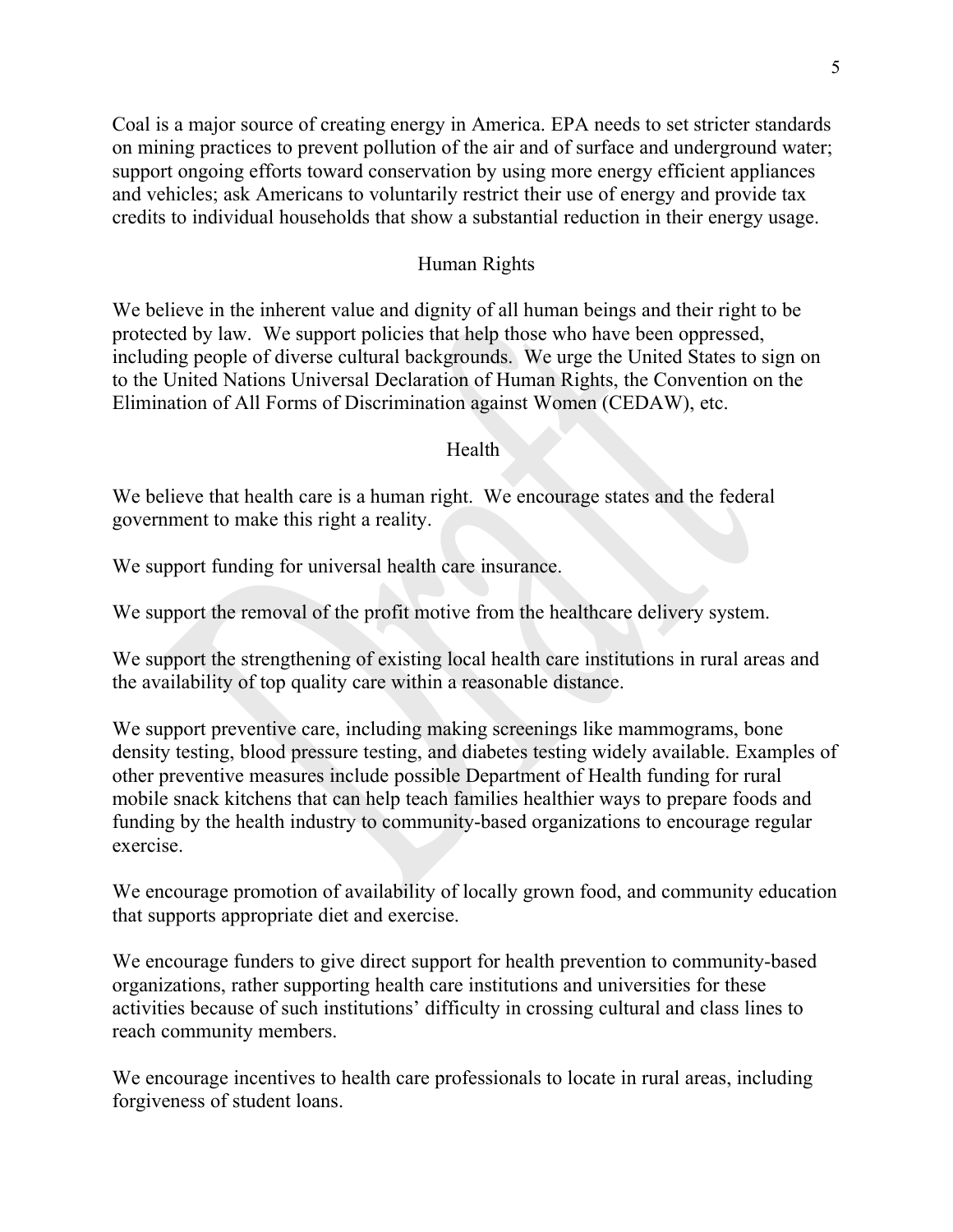Coal is a major source of creating energy in America. EPA needs to set stricter standards on mining practices to prevent pollution of the air and of surface and underground water; support ongoing efforts toward conservation by using more energy efficient appliances and vehicles; ask Americans to voluntarily restrict their use of energy and provide tax credits to individual households that show a substantial reduction in their energy usage.

## Human Rights

We believe in the inherent value and dignity of all human beings and their right to be protected by law. We support policies that help those who have been oppressed, including people of diverse cultural backgrounds. We urge the United States to sign on to the United Nations Universal Declaration of Human Rights, the Convention on the Elimination of All Forms of Discrimination against Women (CEDAW), etc.

## Health

We believe that health care is a human right. We encourage states and the federal government to make this right a reality.

We support funding for universal health care insurance.

We support the removal of the profit motive from the healthcare delivery system.

We support the strengthening of existing local health care institutions in rural areas and the availability of top quality care within a reasonable distance.

We support preventive care, including making screenings like mammograms, bone density testing, blood pressure testing, and diabetes testing widely available. Examples of other preventive measures include possible Department of Health funding for rural mobile snack kitchens that can help teach families healthier ways to prepare foods and funding by the health industry to community-based organizations to encourage regular exercise.

We encourage promotion of availability of locally grown food, and community education that supports appropriate diet and exercise.

We encourage funders to give direct support for health prevention to community-based organizations, rather supporting health care institutions and universities for these activities because of such institutions' difficulty in crossing cultural and class lines to reach community members.

We encourage incentives to health care professionals to locate in rural areas, including forgiveness of student loans.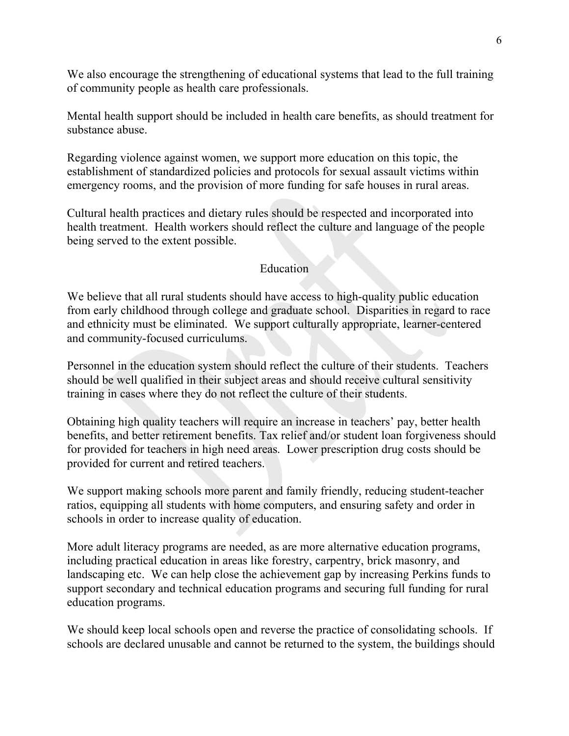We also encourage the strengthening of educational systems that lead to the full training of community people as health care professionals.

Mental health support should be included in health care benefits, as should treatment for substance abuse.

Regarding violence against women, we support more education on this topic, the establishment of standardized policies and protocols for sexual assault victims within emergency rooms, and the provision of more funding for safe houses in rural areas.

Cultural health practices and dietary rules should be respected and incorporated into health treatment. Health workers should reflect the culture and language of the people being served to the extent possible.

## Education

We believe that all rural students should have access to high-quality public education from early childhood through college and graduate school. Disparities in regard to race and ethnicity must be eliminated. We support culturally appropriate, learner-centered and community-focused curriculums.

Personnel in the education system should reflect the culture of their students. Teachers should be well qualified in their subject areas and should receive cultural sensitivity training in cases where they do not reflect the culture of their students.

Obtaining high quality teachers will require an increase in teachers' pay, better health benefits, and better retirement benefits. Tax relief and/or student loan forgiveness should for provided for teachers in high need areas. Lower prescription drug costs should be provided for current and retired teachers.

We support making schools more parent and family friendly, reducing student-teacher ratios, equipping all students with home computers, and ensuring safety and order in schools in order to increase quality of education.

More adult literacy programs are needed, as are more alternative education programs, including practical education in areas like forestry, carpentry, brick masonry, and landscaping etc. We can help close the achievement gap by increasing Perkins funds to support secondary and technical education programs and securing full funding for rural education programs.

We should keep local schools open and reverse the practice of consolidating schools. If schools are declared unusable and cannot be returned to the system, the buildings should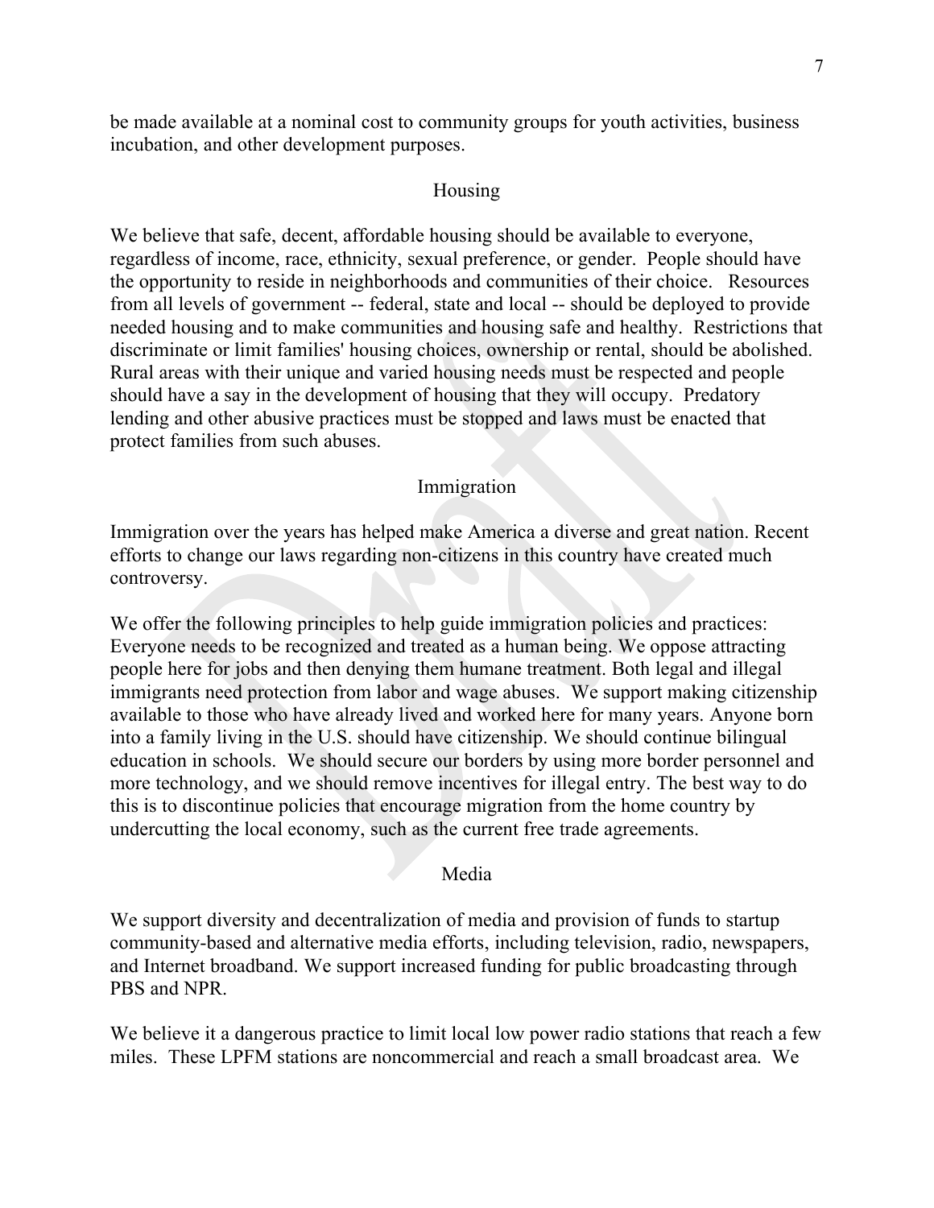be made available at a nominal cost to community groups for youth activities, business incubation, and other development purposes.

## Housing

We believe that safe, decent, affordable housing should be available to everyone, regardless of income, race, ethnicity, sexual preference, or gender. People should have the opportunity to reside in neighborhoods and communities of their choice. Resources from all levels of government -- federal, state and local -- should be deployed to provide needed housing and to make communities and housing safe and healthy. Restrictions that discriminate or limit families' housing choices, ownership or rental, should be abolished. Rural areas with their unique and varied housing needs must be respected and people should have a say in the development of housing that they will occupy. Predatory lending and other abusive practices must be stopped and laws must be enacted that protect families from such abuses.

## Immigration

Immigration over the years has helped make America a diverse and great nation. Recent efforts to change our laws regarding non-citizens in this country have created much controversy.

We offer the following principles to help guide immigration policies and practices: Everyone needs to be recognized and treated as a human being. We oppose attracting people here for jobs and then denying them humane treatment. Both legal and illegal immigrants need protection from labor and wage abuses. We support making citizenship available to those who have already lived and worked here for many years. Anyone born into a family living in the U.S. should have citizenship. We should continue bilingual education in schools. We should secure our borders by using more border personnel and more technology, and we should remove incentives for illegal entry. The best way to do this is to discontinue policies that encourage migration from the home country by undercutting the local economy, such as the current free trade agreements.

## Media

We support diversity and decentralization of media and provision of funds to startup community-based and alternative media efforts, including television, radio, newspapers, and Internet broadband. We support increased funding for public broadcasting through PBS and NPR.

We believe it a dangerous practice to limit local low power radio stations that reach a few miles. These LPFM stations are noncommercial and reach a small broadcast area. We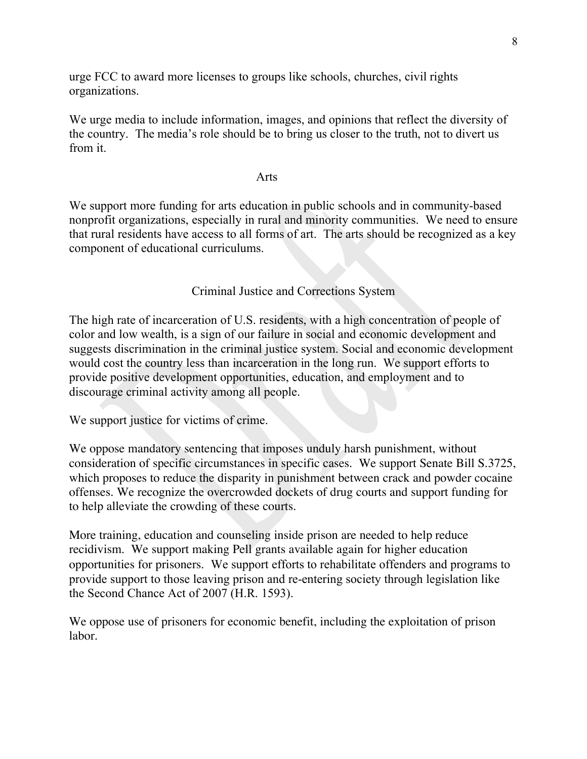urge FCC to award more licenses to groups like schools, churches, civil rights organizations.

We urge media to include information, images, and opinions that reflect the diversity of the country. The media's role should be to bring us closer to the truth, not to divert us from it.

## Arts

We support more funding for arts education in public schools and in community-based nonprofit organizations, especially in rural and minority communities. We need to ensure that rural residents have access to all forms of art. The arts should be recognized as a key component of educational curriculums.

## Criminal Justice and Corrections System

The high rate of incarceration of U.S. residents, with a high concentration of people of color and low wealth, is a sign of our failure in social and economic development and suggests discrimination in the criminal justice system. Social and economic development would cost the country less than incarceration in the long run. We support efforts to provide positive development opportunities, education, and employment and to discourage criminal activity among all people.

We support justice for victims of crime.

We oppose mandatory sentencing that imposes unduly harsh punishment, without consideration of specific circumstances in specific cases. We support Senate Bill S.3725, which proposes to reduce the disparity in punishment between crack and powder cocaine offenses. We recognize the overcrowded dockets of drug courts and support funding for to help alleviate the crowding of these courts.

More training, education and counseling inside prison are needed to help reduce recidivism. We support making Pell grants available again for higher education opportunities for prisoners. We support efforts to rehabilitate offenders and programs to provide support to those leaving prison and re-entering society through legislation like the Second Chance Act of 2007 (H.R. 1593).

We oppose use of prisoners for economic benefit, including the exploitation of prison labor.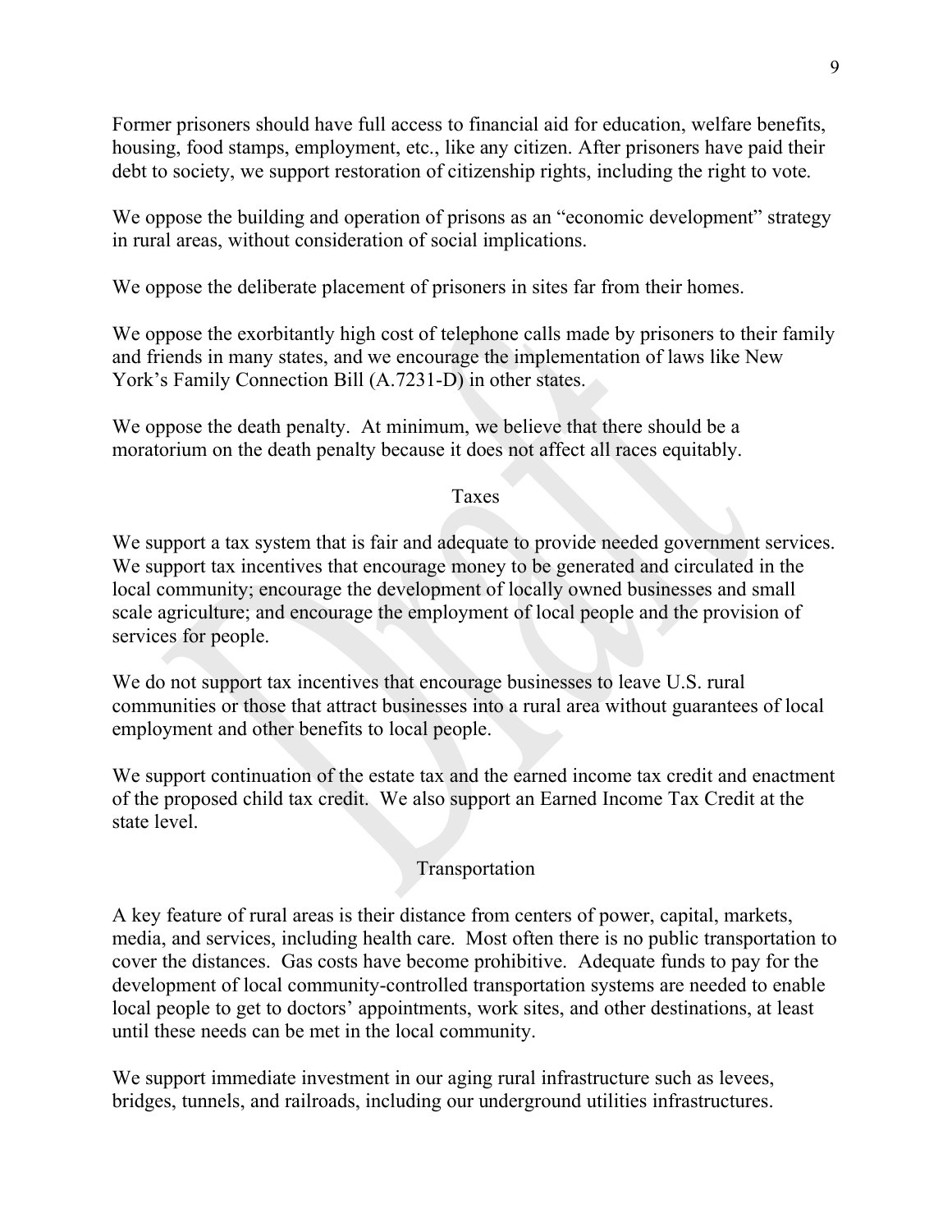Former prisoners should have full access to financial aid for education, welfare benefits, housing, food stamps, employment, etc., like any citizen. After prisoners have paid their debt to society, we support restoration of citizenship rights, including the right to vote.

We oppose the building and operation of prisons as an "economic development" strategy in rural areas, without consideration of social implications.

We oppose the deliberate placement of prisoners in sites far from their homes.

We oppose the exorbitantly high cost of telephone calls made by prisoners to their family and friends in many states, and we encourage the implementation of laws like New York's Family Connection Bill (A.7231-D) in other states.

We oppose the death penalty. At minimum, we believe that there should be a moratorium on the death penalty because it does not affect all races equitably.

## Taxes

We support a tax system that is fair and adequate to provide needed government services. We support tax incentives that encourage money to be generated and circulated in the local community; encourage the development of locally owned businesses and small scale agriculture; and encourage the employment of local people and the provision of services for people.

We do not support tax incentives that encourage businesses to leave U.S. rural communities or those that attract businesses into a rural area without guarantees of local employment and other benefits to local people.

We support continuation of the estate tax and the earned income tax credit and enactment of the proposed child tax credit. We also support an Earned Income Tax Credit at the state level.

## Transportation

A key feature of rural areas is their distance from centers of power, capital, markets, media, and services, including health care. Most often there is no public transportation to cover the distances. Gas costs have become prohibitive. Adequate funds to pay for the development of local community-controlled transportation systems are needed to enable local people to get to doctors' appointments, work sites, and other destinations, at least until these needs can be met in the local community.

We support immediate investment in our aging rural infrastructure such as levees, bridges, tunnels, and railroads, including our underground utilities infrastructures.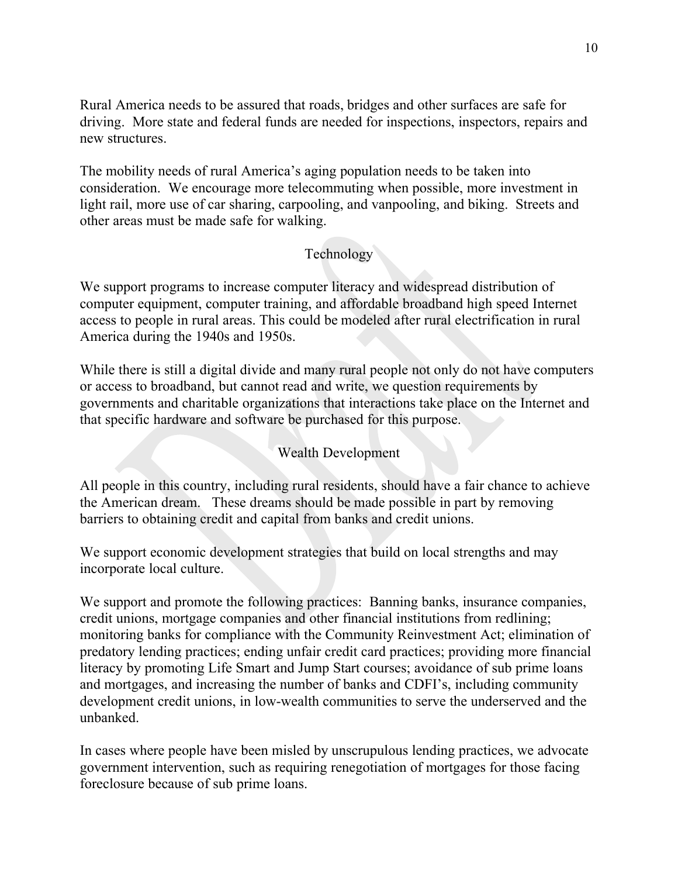Rural America needs to be assured that roads, bridges and other surfaces are safe for driving. More state and federal funds are needed for inspections, inspectors, repairs and new structures.

The mobility needs of rural America's aging population needs to be taken into consideration. We encourage more telecommuting when possible, more investment in light rail, more use of car sharing, carpooling, and vanpooling, and biking. Streets and other areas must be made safe for walking.

## Technology

We support programs to increase computer literacy and widespread distribution of computer equipment, computer training, and affordable broadband high speed Internet access to people in rural areas. This could be modeled after rural electrification in rural America during the 1940s and 1950s.

While there is still a digital divide and many rural people not only do not have computers or access to broadband, but cannot read and write, we question requirements by governments and charitable organizations that interactions take place on the Internet and that specific hardware and software be purchased for this purpose.

## Wealth Development

All people in this country, including rural residents, should have a fair chance to achieve the American dream. These dreams should be made possible in part by removing barriers to obtaining credit and capital from banks and credit unions.

We support economic development strategies that build on local strengths and may incorporate local culture.

We support and promote the following practices: Banning banks, insurance companies, credit unions, mortgage companies and other financial institutions from redlining; monitoring banks for compliance with the Community Reinvestment Act; elimination of predatory lending practices; ending unfair credit card practices; providing more financial literacy by promoting Life Smart and Jump Start courses; avoidance of sub prime loans and mortgages, and increasing the number of banks and CDFI's, including community development credit unions, in low-wealth communities to serve the underserved and the unbanked.

In cases where people have been misled by unscrupulous lending practices, we advocate government intervention, such as requiring renegotiation of mortgages for those facing foreclosure because of sub prime loans.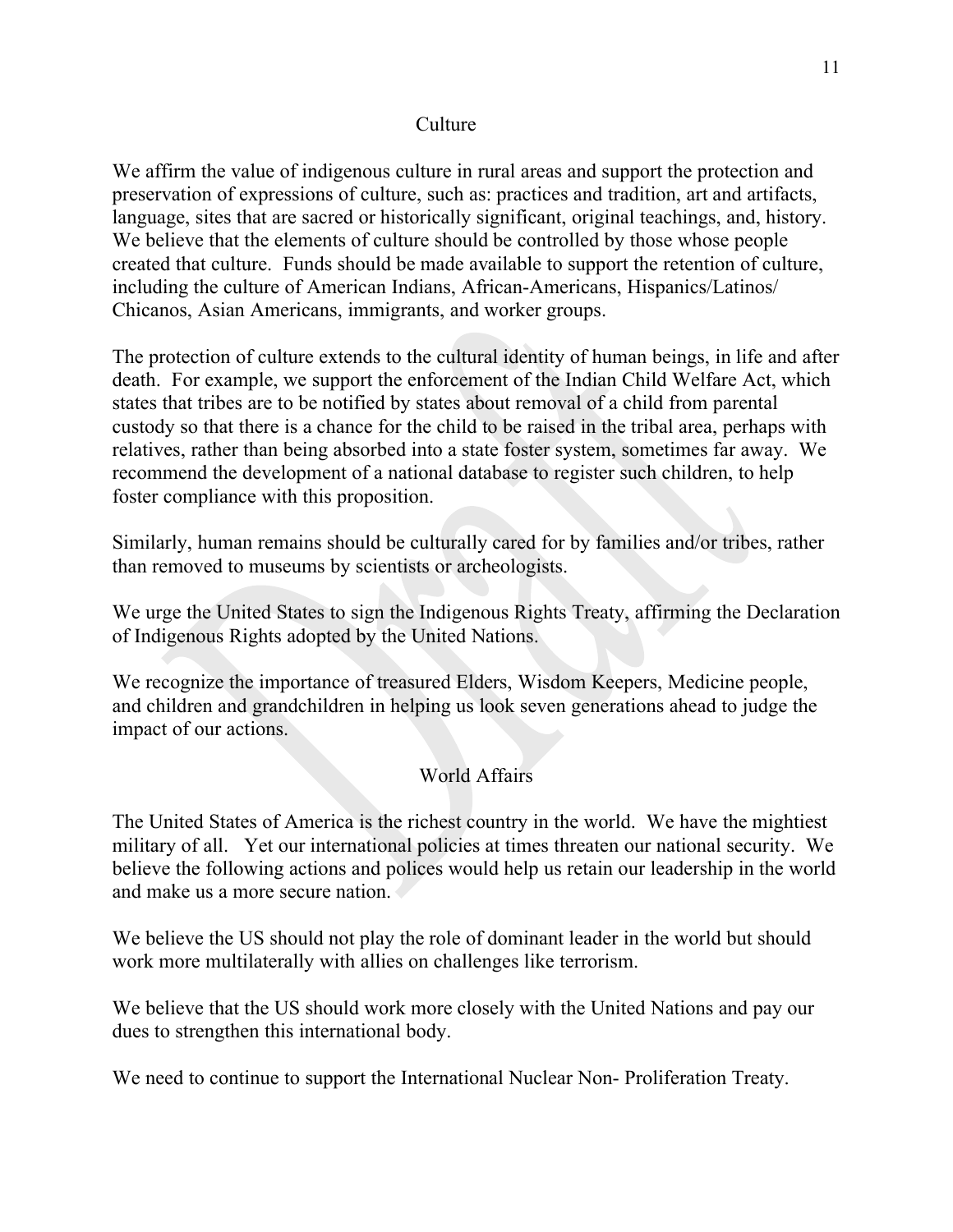## Culture

We affirm the value of indigenous culture in rural areas and support the protection and preservation of expressions of culture, such as: practices and tradition, art and artifacts, language, sites that are sacred or historically significant, original teachings, and, history. We believe that the elements of culture should be controlled by those whose people created that culture. Funds should be made available to support the retention of culture, including the culture of American Indians, African-Americans, Hispanics/Latinos/ Chicanos, Asian Americans, immigrants, and worker groups.

The protection of culture extends to the cultural identity of human beings, in life and after death. For example, we support the enforcement of the Indian Child Welfare Act, which states that tribes are to be notified by states about removal of a child from parental custody so that there is a chance for the child to be raised in the tribal area, perhaps with relatives, rather than being absorbed into a state foster system, sometimes far away. We recommend the development of a national database to register such children, to help foster compliance with this proposition.

Similarly, human remains should be culturally cared for by families and/or tribes, rather than removed to museums by scientists or archeologists.

We urge the United States to sign the Indigenous Rights Treaty, affirming the Declaration of Indigenous Rights adopted by the United Nations.

We recognize the importance of treasured Elders, Wisdom Keepers, Medicine people, and children and grandchildren in helping us look seven generations ahead to judge the impact of our actions.

## World Affairs

The United States of America is the richest country in the world. We have the mightiest military of all. Yet our international policies at times threaten our national security. We believe the following actions and polices would help us retain our leadership in the world and make us a more secure nation.

We believe the US should not play the role of dominant leader in the world but should work more multilaterally with allies on challenges like terrorism.

We believe that the US should work more closely with the United Nations and pay our dues to strengthen this international body.

We need to continue to support the International Nuclear Non- Proliferation Treaty.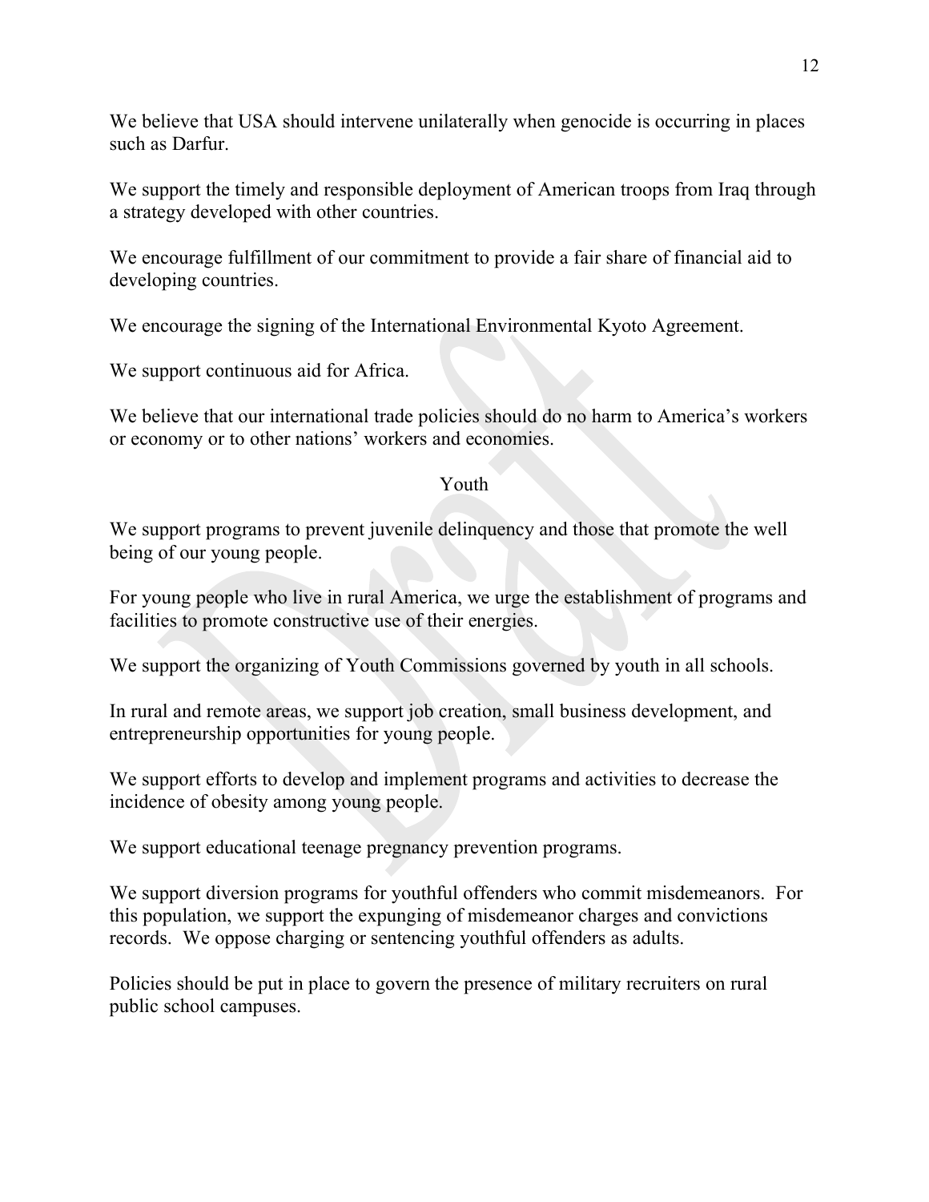We believe that USA should intervene unilaterally when genocide is occurring in places such as Darfur.

We support the timely and responsible deployment of American troops from Iraq through a strategy developed with other countries.

We encourage fulfillment of our commitment to provide a fair share of financial aid to developing countries.

We encourage the signing of the International Environmental Kyoto Agreement.

We support continuous aid for Africa.

We believe that our international trade policies should do no harm to America's workers or economy or to other nations' workers and economies.

## Youth

We support programs to prevent juvenile delinquency and those that promote the well being of our young people.

For young people who live in rural America, we urge the establishment of programs and facilities to promote constructive use of their energies.

We support the organizing of Youth Commissions governed by youth in all schools.

In rural and remote areas, we support job creation, small business development, and entrepreneurship opportunities for young people.

We support efforts to develop and implement programs and activities to decrease the incidence of obesity among young people.

We support educational teenage pregnancy prevention programs.

We support diversion programs for youthful offenders who commit misdemeanors. For this population, we support the expunging of misdemeanor charges and convictions records. We oppose charging or sentencing youthful offenders as adults.

Policies should be put in place to govern the presence of military recruiters on rural public school campuses.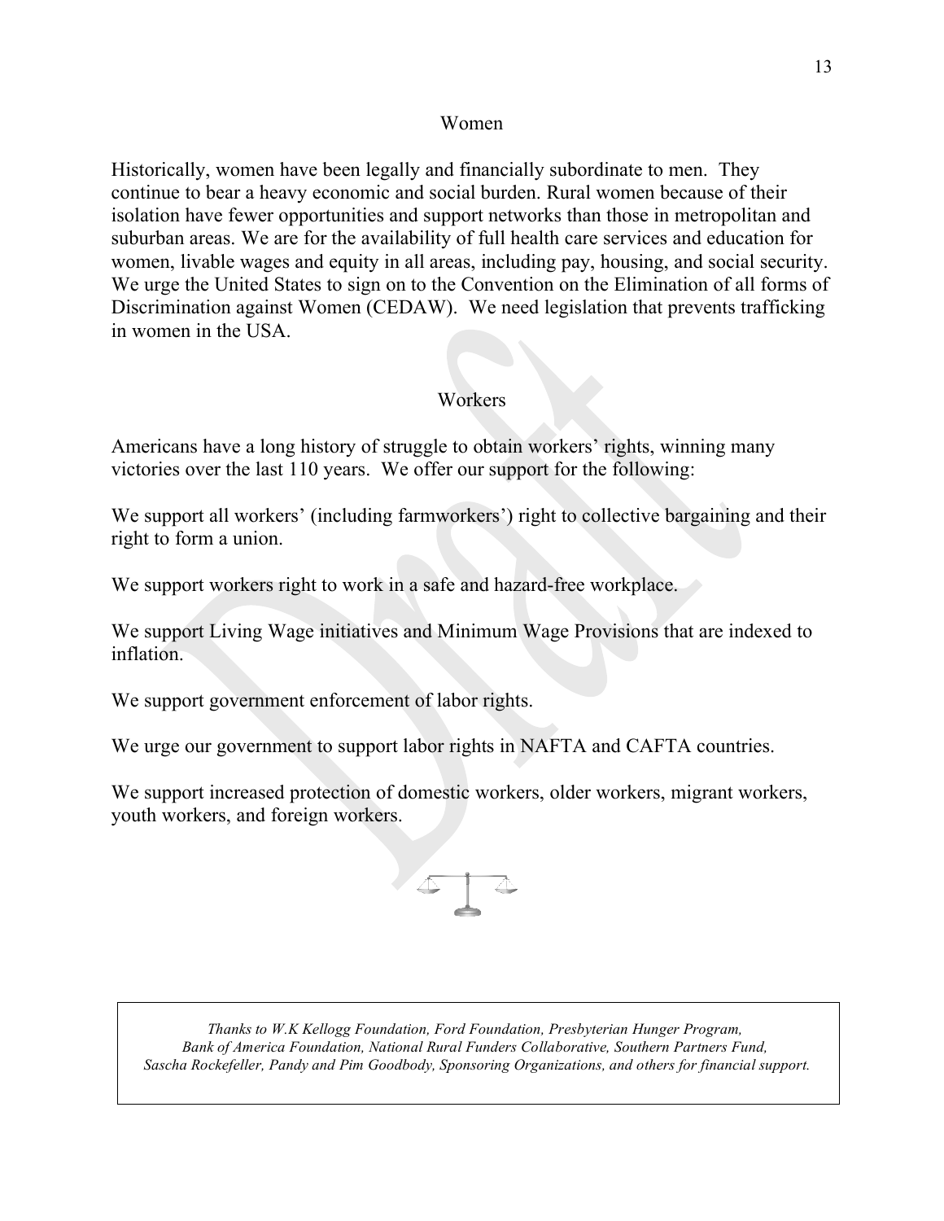## Women

Historically, women have been legally and financially subordinate to men. They continue to bear a heavy economic and social burden. Rural women because of their isolation have fewer opportunities and support networks than those in metropolitan and suburban areas. We are for the availability of full health care services and education for women, livable wages and equity in all areas, including pay, housing, and social security. We urge the United States to sign on to the Convention on the Elimination of all forms of Discrimination against Women (CEDAW). We need legislation that prevents trafficking in women in the USA.

## Workers

Americans have a long history of struggle to obtain workers' rights, winning many victories over the last 110 years. We offer our support for the following:

We support all workers' (including farmworkers') right to collective bargaining and their right to form a union.

We support workers right to work in a safe and hazard-free workplace.

We support Living Wage initiatives and Minimum Wage Provisions that are indexed to inflation.

We support government enforcement of labor rights.

We urge our government to support labor rights in NAFTA and CAFTA countries.

We support increased protection of domestic workers, older workers, migrant workers, youth workers, and foreign workers.

*Thanks to W.K Kellogg Foundation, Ford Foundation, Presbyterian Hunger Program, Bank of America Foundation, National Rural Funders Collaborative, Southern Partners Fund, Sascha Rockefeller, Pandy and Pim Goodbody, Sponsoring Organizations, and others for financial support.*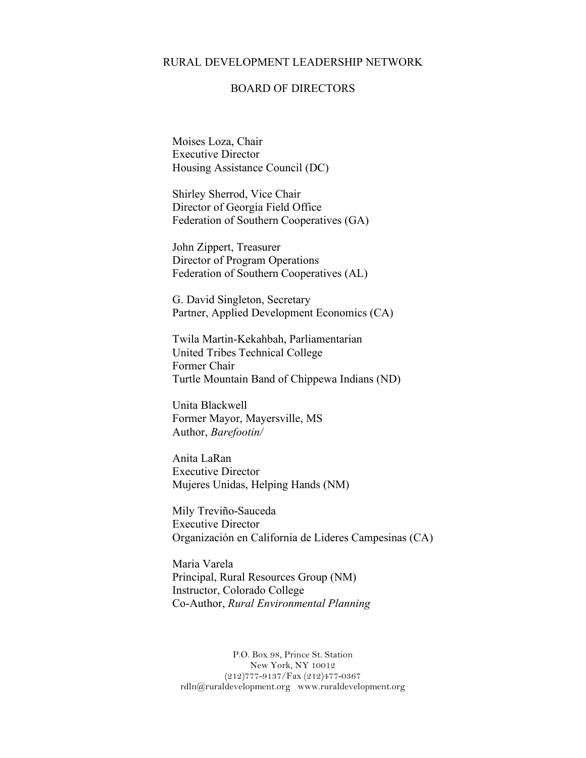# RURAL DEVELOPMENT LEADERSHIP NETWORK

## BOARD OF DIRECTORS

Moises Loza, Chair
Executive Director
Housing Assistance Council (DC)

Shirley Sherrod, Vice Chair
Director of Georgia Field Office
Federation of Southern Cooperatives (GA)

John Zippert, Treasurer
Director of Program Operations
Federation of Southern Cooperatives (AL)

G. David Singleton, Secretary
Partner, Applied Development Economics (CA)

Twila Martin-Kekahbah, Parliamentarian
United Tribes Technical College
Former Chair
Turtle Mountain Band of Chippewa Indians (ND)

Unita Blackwell
Former Mayor, Mayersville, MS
Author, *Barefootin/*

Anita LaRan
Executive Director
Mujeres Unidas, Helping Hands (NM)

Mily Treviño-Sauceda
Executive Director
Organización en California de Lideres Campesinas (CA)

Maria Varela
Principal, Rural Resources Group (NM)
Instructor, Colorado College
Co-Author, *Rural Environmental Planning*

P.O. Box 98, Prince St. Station
New York, NY 10012
(212)777-9137/Fax (212)477-0367
rdln@ruraldevelopment.org www.ruraldevelopment.org